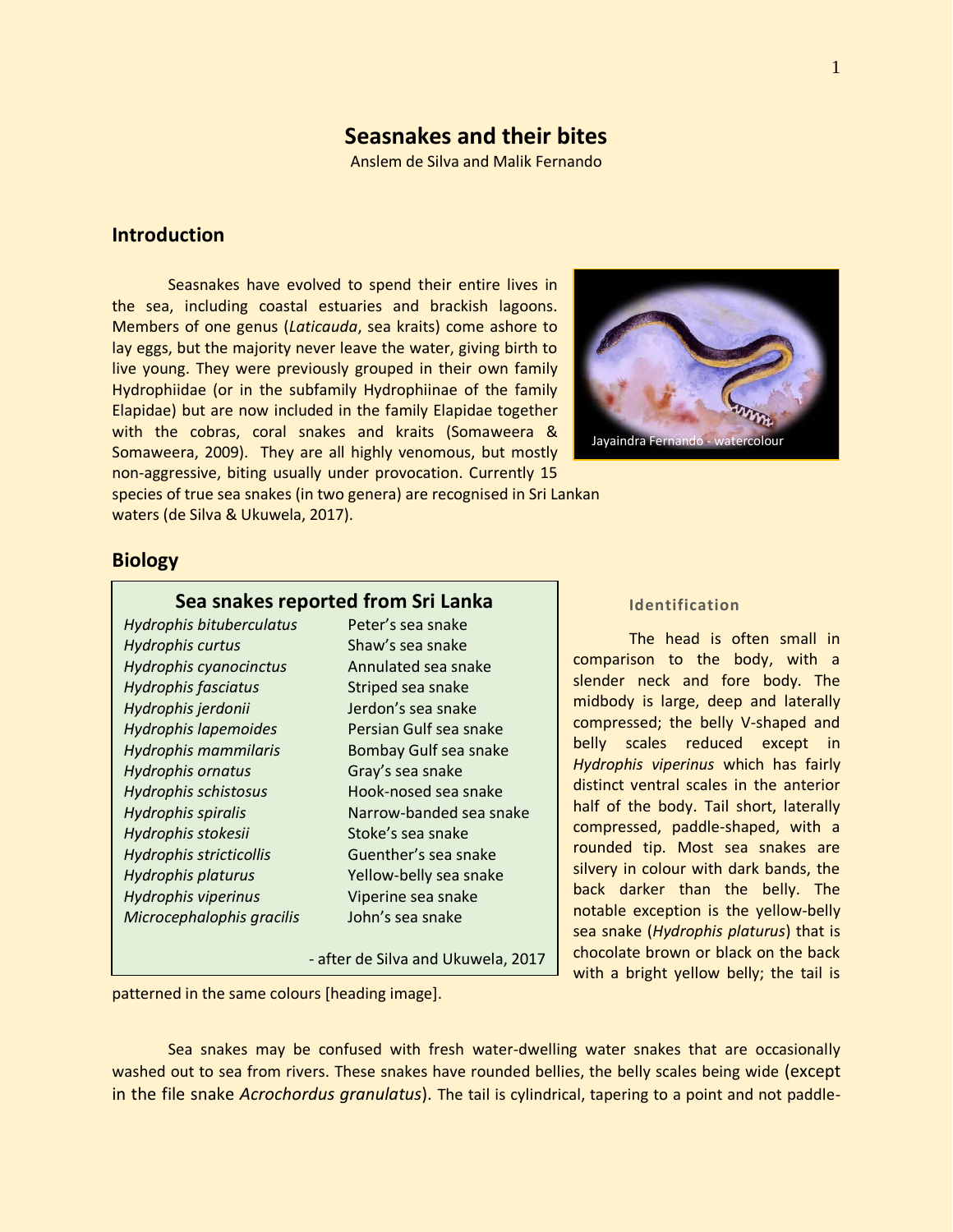# Seasnakes and their bites

Anslem de Silva and Malik Fernando

## Introduction

Seasnakes have evolved to spend their entire lives in the sea, including coastal estuaries and brackish lagoons. Members of one genus (*Laticauda*, sea kraits) come ashore to lay eggs, but the majority never leave the water, giving birth to live young. They were previously grouped in their own family Hydrophiidae (or in the subfamily Hydrophiinae of the family Elapidae) but are now included in the family Elapidae together with the cobras, coral snakes and kraits (Somaweera & Somaweera, 2009). They are all highly venomous, but mostly non-aggressive, biting usually under provocation. Currently 15 species of true sea snakes (in two genera) are recognised in Sri Lankan waters (de Silva & Ukuwela, 2017).

Jayaindra Fernando - watercolour

## Biology

### Sea snakes reported from Sri Lanka

| | |
|---|---|
| *Hydrophis bituberculatus* | Peter's sea snake |
| *Hydrophis curtus* | Shaw's sea snake |
| *Hydrophis cyanocinctus* | Annulated sea snake |
| *Hydrophis fasciatus* | Striped sea snake |
| *Hydrophis jerdonii* | Jerdon's sea snake |
| *Hydrophis lapemoides* | Persian Gulf sea snake |
| *Hydrophis mammilaris* | Bombay Gulf sea snake |
| *Hydrophis ornatus* | Gray's sea snake |
| *Hydrophis schistosus* | Hook-nosed sea snake |
| *Hydrophis spiralis* | Narrow-banded sea snake |
| *Hydrophis stokesii* | Stoke's sea snake |
| *Hydrophis stricticollis* | Guenther's sea snake |
| *Hydrophis platurus* | Yellow-belly sea snake |
| *Hydrophis viperinus* | Viperine sea snake |
| *Microcephalophis gracilis* | John's sea snake |

\- after de Silva and Ukuwela, 2017

### Identification

The head is often small in comparison to the body, with a slender neck and fore body. The midbody is large, deep and laterally compressed; the belly V-shaped and belly scales reduced except in *Hydrophis viperinus* which has fairly distinct ventral scales in the anterior half of the body. Tail short, laterally compressed, paddle-shaped, with a rounded tip. Most sea snakes are silvery in colour with dark bands, the back darker than the belly. The notable exception is the yellow-belly sea snake (*Hydrophis platurus*) that is chocolate brown or black on the back with a bright yellow belly; the tail is patterned in the same colours [heading image].

Sea snakes may be confused with fresh water-dwelling water snakes that are occasionally washed out to sea from rivers. These snakes have rounded bellies, the belly scales being wide (except in the file snake *Acrochordus granulatus*). The tail is cylindrical, tapering to a point and not paddle-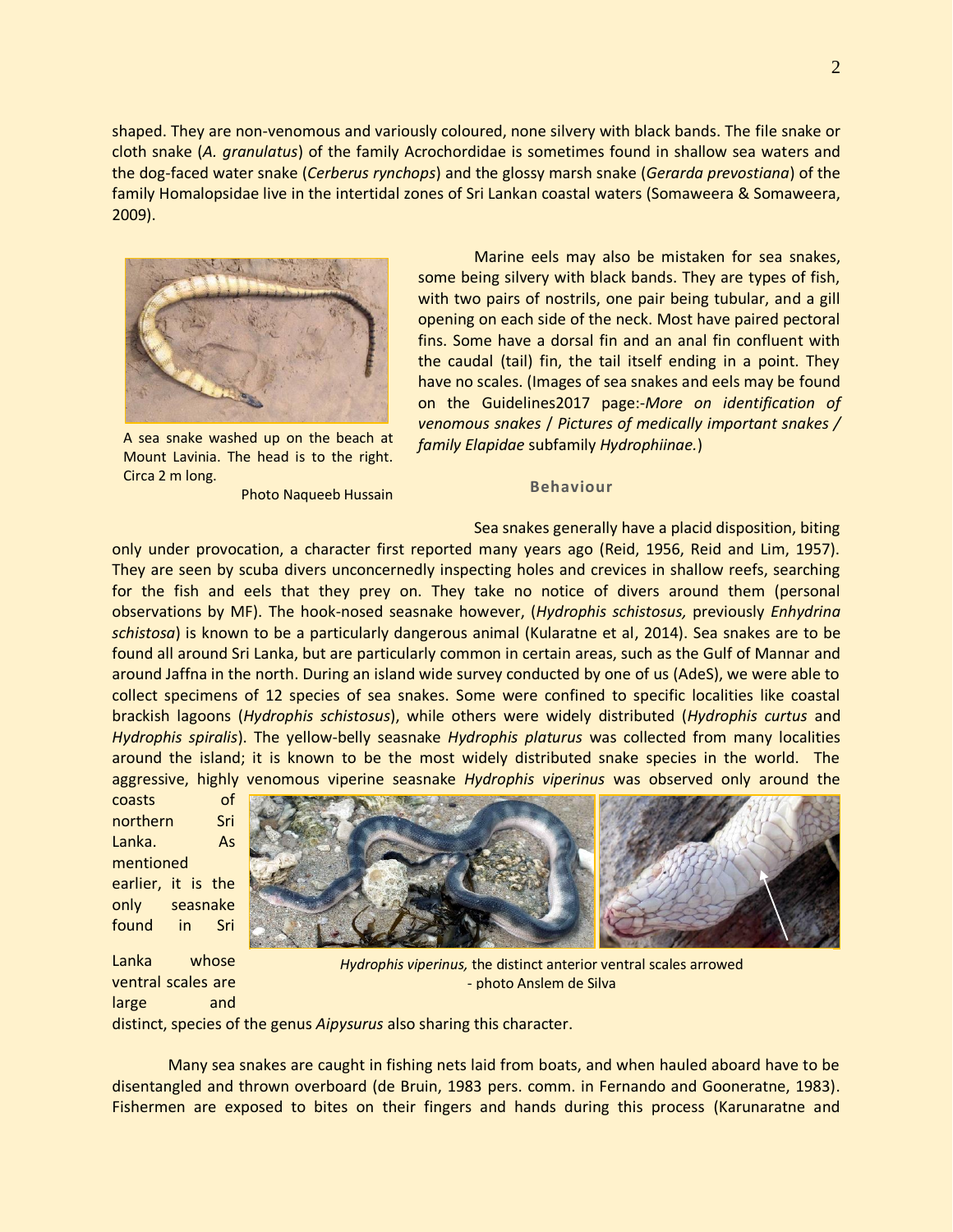shaped. They are non-venomous and variously coloured, none silvery with black bands. The file snake or cloth snake (*A. granulatus*) of the family Acrochordidae is sometimes found in shallow sea waters and the dog-faced water snake (*Cerberus rynchops*) and the glossy marsh snake (*Gerarda prevostiana*) of the family Homalopsidae live in the intertidal zones of Sri Lankan coastal waters (Somaweera & Somaweera, 2009).

A sea snake washed up on the beach at Mount Lavinia. The head is to the right. Circa 2 m long.

Photo Naqueeb Hussain

Marine eels may also be mistaken for sea snakes, some being silvery with black bands. They are types of fish, with two pairs of nostrils, one pair being tubular, and a gill opening on each side of the neck. Most have paired pectoral fins. Some have a dorsal fin and an anal fin confluent with the caudal (tail) fin, the tail itself ending in a point. They have no scales. (Images of sea snakes and eels may be found on the Guidelines2017 page:-*More on identification of venomous snakes / Pictures of medically important snakes / family Elapidae* subfamily *Hydrophiinae.*)

### Behaviour

Sea snakes generally have a placid disposition, biting only under provocation, a character first reported many years ago (Reid, 1956, Reid and Lim, 1957). They are seen by scuba divers unconcernedly inspecting holes and crevices in shallow reefs, searching for the fish and eels that they prey on. They take no notice of divers around them (personal observations by MF). The hook-nosed seasnake however, (*Hydrophis schistosus,* previously *Enhydrina schistosa*) is known to be a particularly dangerous animal (Kularatne et al, 2014). Sea snakes are to be found all around Sri Lanka, but are particularly common in certain areas, such as the Gulf of Mannar and around Jaffna in the north. During an island wide survey conducted by one of us (AdeS), we were able to collect specimens of 12 species of sea snakes. Some were confined to specific localities like coastal brackish lagoons (*Hydrophis schistosus*), while others were widely distributed (*Hydrophis curtus* and *Hydrophis spiralis*). The yellow-belly seasnake *Hydrophis platurus* was collected from many localities around the island; it is known to be the most widely distributed snake species in the world. The aggressive, highly venomous viperine seasnake *Hydrophis viperinus* was observed only around the coasts of northern Sri Lanka. As mentioned earlier, it is the only seasnake found in Sri Lanka whose ventral scales are large and distinct, species of the genus *Aipysurus* also sharing this character.

*Hydrophis viperinus,* the distinct anterior ventral scales arrowed - photo Anslem de Silva

Many sea snakes are caught in fishing nets laid from boats, and when hauled aboard have to be disentangled and thrown overboard (de Bruin, 1983 pers. comm. in Fernando and Gooneratne, 1983). Fishermen are exposed to bites on their fingers and hands during this process (Karunaratne and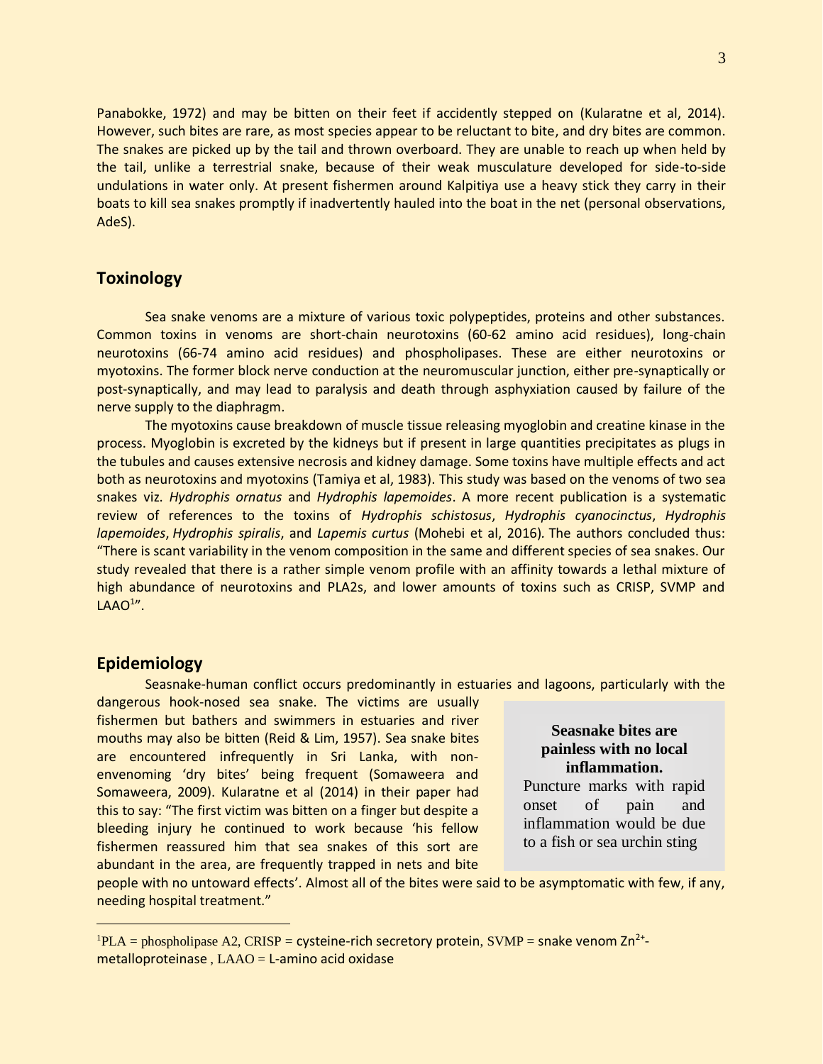Panabokke, 1972) and may be bitten on their feet if accidently stepped on (Kularatne et al, 2014). However, such bites are rare, as most species appear to be reluctant to bite, and dry bites are common. The snakes are picked up by the tail and thrown overboard. They are unable to reach up when held by the tail, unlike a terrestrial snake, because of their weak musculature developed for side-to-side undulations in water only. At present fishermen around Kalpitiya use a heavy stick they carry in their boats to kill sea snakes promptly if inadvertently hauled into the boat in the net (personal observations, AdeS).

## Toxinology

Sea snake venoms are a mixture of various toxic polypeptides, proteins and other substances. Common toxins in venoms are short-chain neurotoxins (60-62 amino acid residues), long-chain neurotoxins (66-74 amino acid residues) and phospholipases. These are either neurotoxins or myotoxins. The former block nerve conduction at the neuromuscular junction, either pre-synaptically or post-synaptically, and may lead to paralysis and death through asphyxiation caused by failure of the nerve supply to the diaphragm.

The myotoxins cause breakdown of muscle tissue releasing myoglobin and creatine kinase in the process. Myoglobin is excreted by the kidneys but if present in large quantities precipitates as plugs in the tubules and causes extensive necrosis and kidney damage. Some toxins have multiple effects and act both as neurotoxins and myotoxins (Tamiya et al, 1983). This study was based on the venoms of two sea snakes viz. *Hydrophis ornatus* and *Hydrophis lapemoides*. A more recent publication is a systematic review of references to the toxins of *Hydrophis schistosus*, *Hydrophis cyanocinctus*, *Hydrophis lapemoides*, *Hydrophis spiralis*, and *Lapemis curtus* (Mohebi et al, 2016). The authors concluded thus: "There is scant variability in the venom composition in the same and different species of sea snakes. Our study revealed that there is a rather simple venom profile with an affinity towards a lethal mixture of high abundance of neurotoxins and PLA2s, and lower amounts of toxins such as CRISP, SVMP and LAAO[1]".

## Epidemiology

Seasnake-human conflict occurs predominantly in estuaries and lagoons, particularly with the dangerous hook-nosed sea snake. The victims are usually fishermen but bathers and swimmers in estuaries and river mouths may also be bitten (Reid & Lim, 1957). Sea snake bites are encountered infrequently in Sri Lanka, with non-envenoming 'dry bites' being frequent (Somaweera and Somaweera, 2009). Kularatne et al (2014) in their paper had this to say: "The first victim was bitten on a finger but despite a bleeding injury he continued to work because 'his fellow fishermen reassured him that sea snakes of this sort are abundant in the area, are frequently trapped in nets and bite people with no untoward effects'. Almost all of the bites were said to be asymptomatic with few, if any, needing hospital treatment."

> **Seasnake bites are painless with no local inflammation.**
> Puncture marks with rapid onset of pain and inflammation would be due to a fish or sea urchin sting

[1]PLA = phospholipase A2, CRISP = cysteine-rich secretory protein, SVMP = snake venom $Zn^{2+}$-metalloproteinase , LAAO = L-amino acid oxidase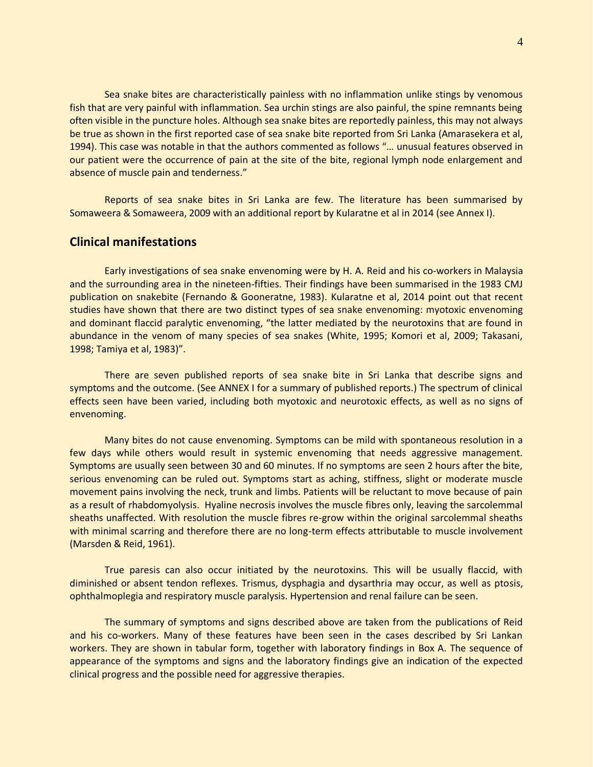Sea snake bites are characteristically painless with no inflammation unlike stings by venomous fish that are very painful with inflammation. Sea urchin stings are also painful, the spine remnants being often visible in the puncture holes. Although sea snake bites are reportedly painless, this may not always be true as shown in the first reported case of sea snake bite reported from Sri Lanka (Amarasekera et al, 1994). This case was notable in that the authors commented as follows "… unusual features observed in our patient were the occurrence of pain at the site of the bite, regional lymph node enlargement and absence of muscle pain and tenderness."

Reports of sea snake bites in Sri Lanka are few. The literature has been summarised by Somaweera & Somaweera, 2009 with an additional report by Kularatne et al in 2014 (see Annex I).

## Clinical manifestations

Early investigations of sea snake envenoming were by H. A. Reid and his co-workers in Malaysia and the surrounding area in the nineteen-fifties. Their findings have been summarised in the 1983 CMJ publication on snakebite (Fernando & Gooneratne, 1983). Kularatne et al, 2014 point out that recent studies have shown that there are two distinct types of sea snake envenoming: myotoxic envenoming and dominant flaccid paralytic envenoming, "the latter mediated by the neurotoxins that are found in abundance in the venom of many species of sea snakes (White, 1995; Komori et al, 2009; Takasani, 1998; Tamiya et al, 1983)".

There are seven published reports of sea snake bite in Sri Lanka that describe signs and symptoms and the outcome. (See ANNEX I for a summary of published reports.) The spectrum of clinical effects seen have been varied, including both myotoxic and neurotoxic effects, as well as no signs of envenoming.

Many bites do not cause envenoming. Symptoms can be mild with spontaneous resolution in a few days while others would result in systemic envenoming that needs aggressive management. Symptoms are usually seen between 30 and 60 minutes. If no symptoms are seen 2 hours after the bite, serious envenoming can be ruled out. Symptoms start as aching, stiffness, slight or moderate muscle movement pains involving the neck, trunk and limbs. Patients will be reluctant to move because of pain as a result of rhabdomyolysis. Hyaline necrosis involves the muscle fibres only, leaving the sarcolemmal sheaths unaffected. With resolution the muscle fibres re-grow within the original sarcolemmal sheaths with minimal scarring and therefore there are no long-term effects attributable to muscle involvement (Marsden & Reid, 1961).

True paresis can also occur initiated by the neurotoxins. This will be usually flaccid, with diminished or absent tendon reflexes. Trismus, dysphagia and dysarthria may occur, as well as ptosis, ophthalmoplegia and respiratory muscle paralysis. Hypertension and renal failure can be seen.

The summary of symptoms and signs described above are taken from the publications of Reid and his co-workers. Many of these features have been seen in the cases described by Sri Lankan workers. They are shown in tabular form, together with laboratory findings in Box A. The sequence of appearance of the symptoms and signs and the laboratory findings give an indication of the expected clinical progress and the possible need for aggressive therapies.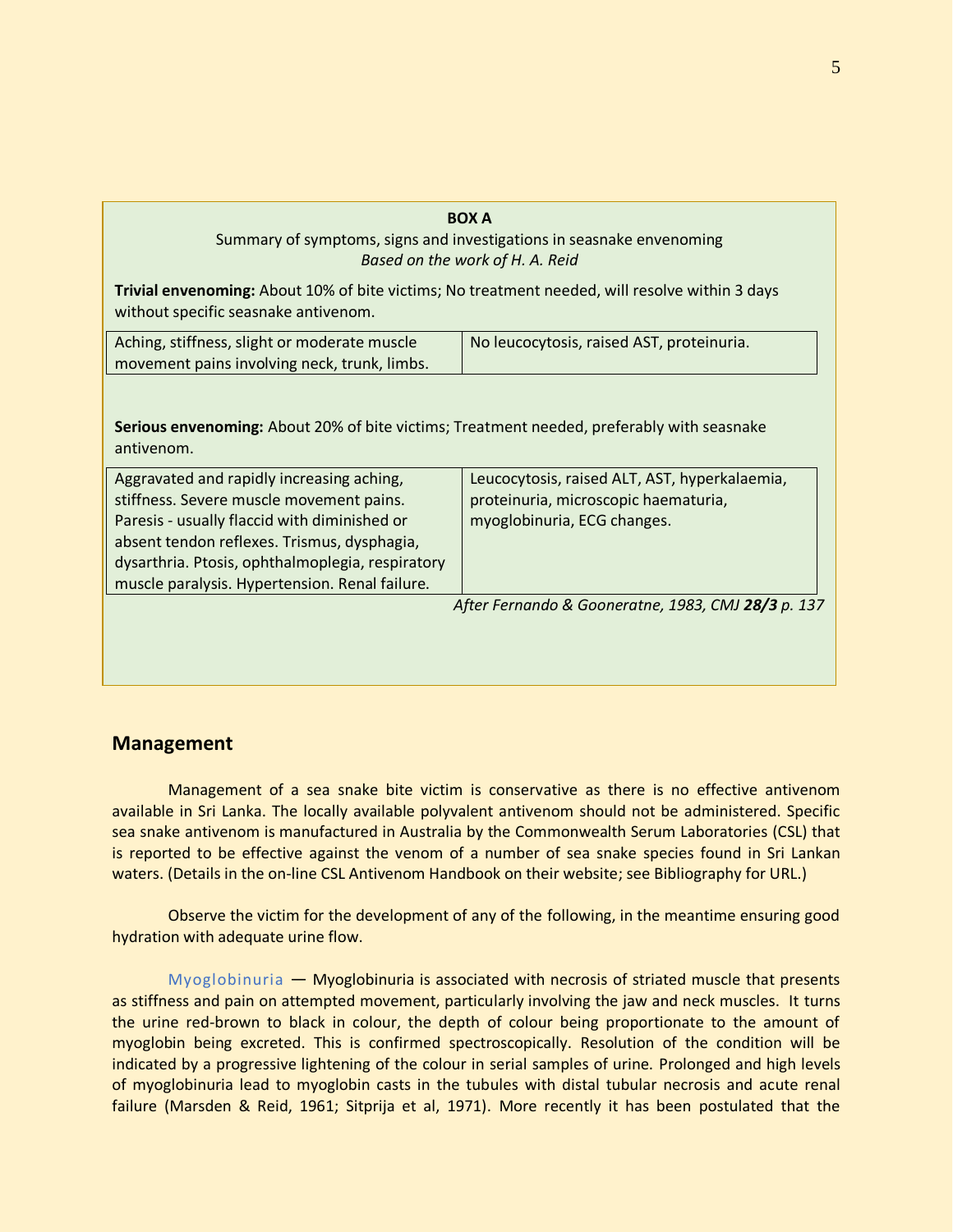**BOX A**

Summary of symptoms, signs and investigations in seasnake envenoming

*Based on the work of H. A. Reid*

**Trivial envenoming:** About 10% of bite victims; No treatment needed, will resolve within 3 days without specific seasnake antivenom.

| | |
|---|---|
| Aching, stiffness, slight or moderate muscle movement pains involving neck, trunk, limbs. | No leucocytosis, raised AST, proteinuria. |

**Serious envenoming:** About 20% of bite victims; Treatment needed, preferably with seasnake antivenom.

| | |
|---|---|
| Aggravated and rapidly increasing aching, stiffness. Severe muscle movement pains. Paresis - usually flaccid with diminished or absent tendon reflexes. Trismus, dysphagia, dysarthria. Ptosis, ophthalmoplegia, respiratory muscle paralysis. Hypertension. Renal failure. | Leucocytosis, raised ALT, AST, hyperkalaemia, proteinuria, microscopic haematuria, myoglobinuria, ECG changes. |

*After Fernando & Gooneratne, 1983, CMJ* ***28/3*** *p. 137*

## Management

Management of a sea snake bite victim is conservative as there is no effective antivenom available in Sri Lanka. The locally available polyvalent antivenom should not be administered. Specific sea snake antivenom is manufactured in Australia by the Commonwealth Serum Laboratories (CSL) that is reported to be effective against the venom of a number of sea snake species found in Sri Lankan waters. (Details in the on-line CSL Antivenom Handbook on their website; see Bibliography for URL.)

Observe the victim for the development of any of the following, in the meantime ensuring good hydration with adequate urine flow.

Myoglobinuria — Myoglobinuria is associated with necrosis of striated muscle that presents as stiffness and pain on attempted movement, particularly involving the jaw and neck muscles. It turns the urine red-brown to black in colour, the depth of colour being proportionate to the amount of myoglobin being excreted. This is confirmed spectroscopically. Resolution of the condition will be indicated by a progressive lightening of the colour in serial samples of urine. Prolonged and high levels of myoglobinuria lead to myoglobin casts in the tubules with distal tubular necrosis and acute renal failure (Marsden & Reid, 1961; Sitprija et al, 1971). More recently it has been postulated that the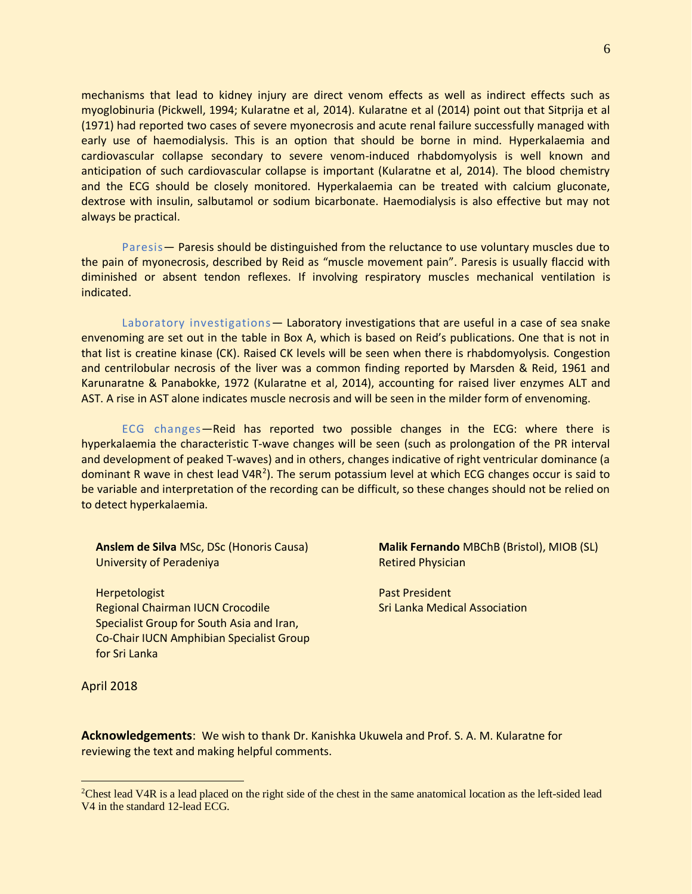mechanisms that lead to kidney injury are direct venom effects as well as indirect effects such as myoglobinuria (Pickwell, 1994; Kularatne et al, 2014). Kularatne et al (2014) point out that Sitprija et al (1971) had reported two cases of severe myonecrosis and acute renal failure successfully managed with early use of haemodialysis. This is an option that should be borne in mind. Hyperkalaemia and cardiovascular collapse secondary to severe venom-induced rhabdomyolysis is well known and anticipation of such cardiovascular collapse is important (Kularatne et al, 2014). The blood chemistry and the ECG should be closely monitored. Hyperkalaemia can be treated with calcium gluconate, dextrose with insulin, salbutamol or sodium bicarbonate. Haemodialysis is also effective but may not always be practical.

Paresis— Paresis should be distinguished from the reluctance to use voluntary muscles due to the pain of myonecrosis, described by Reid as "muscle movement pain". Paresis is usually flaccid with diminished or absent tendon reflexes. If involving respiratory muscles mechanical ventilation is indicated.

Laboratory investigations— Laboratory investigations that are useful in a case of sea snake envenoming are set out in the table in Box A, which is based on Reid's publications. One that is not in that list is creatine kinase (CK). Raised CK levels will be seen when there is rhabdomyolysis. Congestion and centrilobular necrosis of the liver was a common finding reported by Marsden & Reid, 1961 and Karunaratne & Panabokke, 1972 (Kularatne et al, 2014), accounting for raised liver enzymes ALT and AST. A rise in AST alone indicates muscle necrosis and will be seen in the milder form of envenoming.

ECG changes—Reid has reported two possible changes in the ECG: where there is hyperkalaemia the characteristic T-wave changes will be seen (such as prolongation of the PR interval and development of peaked T-waves) and in others, changes indicative of right ventricular dominance (a dominant R wave in chest lead V4R[2]). The serum potassium level at which ECG changes occur is said to be variable and interpretation of the recording can be difficult, so these changes should not be relied on to detect hyperkalaemia.

**Anslem de Silva** MSc, DSc (Honoris Causa)
University of Peradeniya

Herpetologist
Regional Chairman IUCN Crocodile Specialist Group for South Asia and Iran,
Co-Chair IUCN Amphibian Specialist Group for Sri Lanka

**Malik Fernando** MBChB (Bristol), MIOB (SL)
Retired Physician

Past President
Sri Lanka Medical Association

April 2018

**Acknowledgements**: We wish to thank Dr. Kanishka Ukuwela and Prof. S. A. M. Kularatne for reviewing the text and making helpful comments.

---

[2]Chest lead V4R is a lead placed on the right side of the chest in the same anatomical location as the left-sided lead V4 in the standard 12-lead ECG.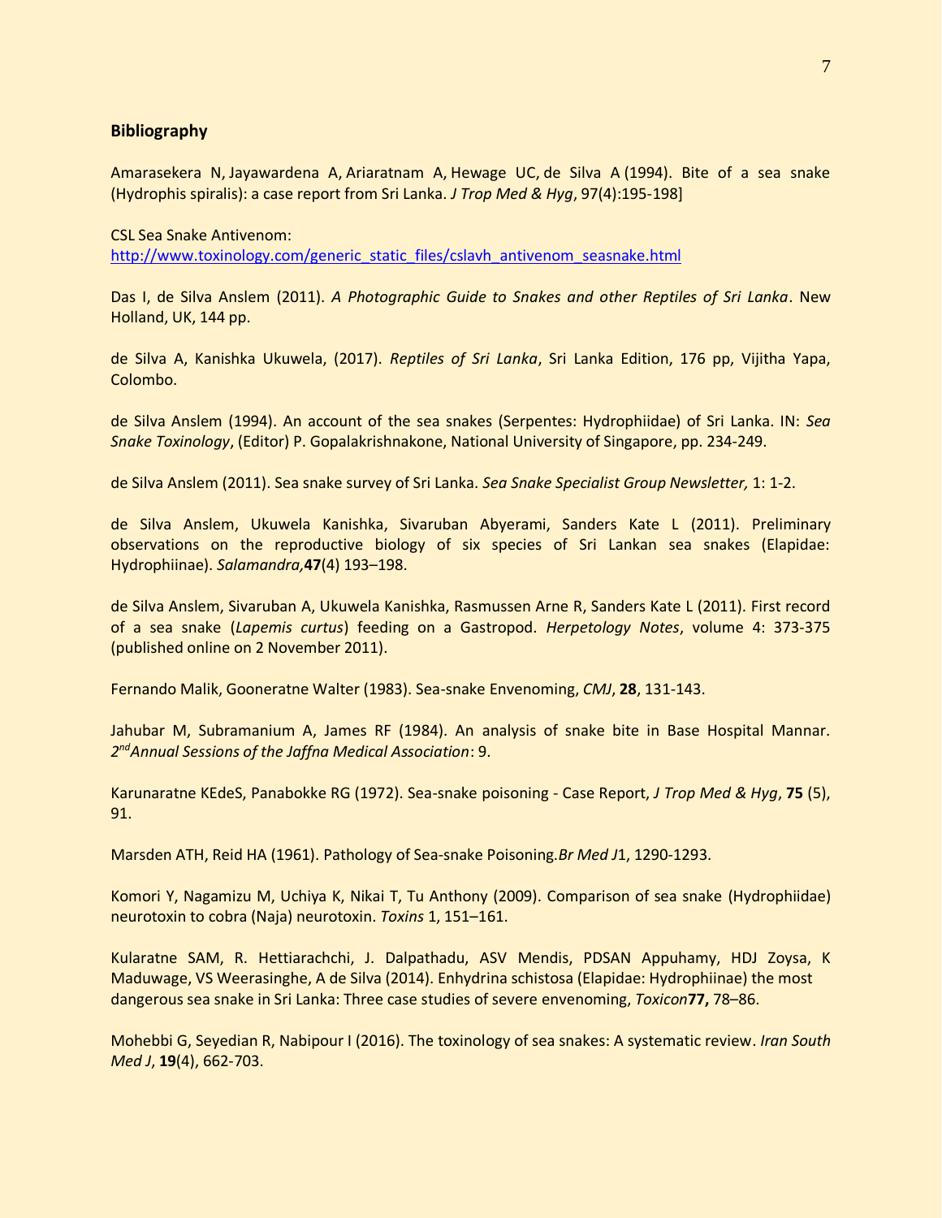### Bibliography

Amarasekera N, Jayawardena A, Ariaratnam A, Hewage UC, de Silva A (1994). Bite of a sea snake (Hydrophis spiralis): a case report from Sri Lanka. *J Trop Med & Hyg*, 97(4):195-198]

CSL Sea Snake Antivenom:
[http://www.toxinology.com/generic_static_files/cslavh_antivenom_seasnake.html](http://www.toxinology.com/generic_static_files/cslavh_antivenom_seasnake.html)

Das I, de Silva Anslem (2011). *A Photographic Guide to Snakes and other Reptiles of Sri Lanka*. New Holland, UK, 144 pp.

de Silva A, Kanishka Ukuwela, (2017). *Reptiles of Sri Lanka*, Sri Lanka Edition, 176 pp, Vijitha Yapa, Colombo.

de Silva Anslem (1994). An account of the sea snakes (Serpentes: Hydrophiidae) of Sri Lanka. IN: *Sea Snake Toxinology*, (Editor) P. Gopalakrishnakone, National University of Singapore, pp. 234-249.

de Silva Anslem (2011). Sea snake survey of Sri Lanka. *Sea Snake Specialist Group Newsletter,* 1: 1-2.

de Silva Anslem, Ukuwela Kanishka, Sivaruban Abyerami, Sanders Kate L (2011). Preliminary observations on the reproductive biology of six species of Sri Lankan sea snakes (Elapidae: Hydrophiinae). *Salamandra,* **47**(4) 193–198.

de Silva Anslem, Sivaruban A, Ukuwela Kanishka, Rasmussen Arne R, Sanders Kate L (2011). First record of a sea snake (*Lapemis curtus*) feeding on a Gastropod. *Herpetology Notes*, volume 4: 373-375 (published online on 2 November 2011).

Fernando Malik, Gooneratne Walter (1983). Sea-snake Envenoming, *CMJ*, **28**, 131-143.

Jahubar M, Subramanium A, James RF (1984). An analysis of snake bite in Base Hospital Mannar. *2nd Annual Sessions of the Jaffna Medical Association*: 9.

Karunaratne KEdeS, Panabokke RG (1972). Sea-snake poisoning - Case Report, *J Trop Med & Hyg*, **75** (5), 91.

Marsden ATH, Reid HA (1961). Pathology of Sea-snake Poisoning. *Br Med J* 1, 1290-1293.

Komori Y, Nagamizu M, Uchiya K, Nikai T, Tu Anthony (2009). Comparison of sea snake (Hydrophiidae) neurotoxin to cobra (Naja) neurotoxin. *Toxins* 1, 151–161.

Kularatne SAM, R. Hettiarachchi, J. Dalpathadu, ASV Mendis, PDSAN Appuhamy, HDJ Zoysa, K Maduwage, VS Weerasinghe, A de Silva (2014). Enhydrina schistosa (Elapidae: Hydrophiinae) the most dangerous sea snake in Sri Lanka: Three case studies of severe envenoming, *Toxicon* **77,** 78–86.

Mohebbi G, Seyedian R, Nabipour I (2016). The toxinology of sea snakes: A systematic review. *Iran South Med J*, **19**(4), 662-703.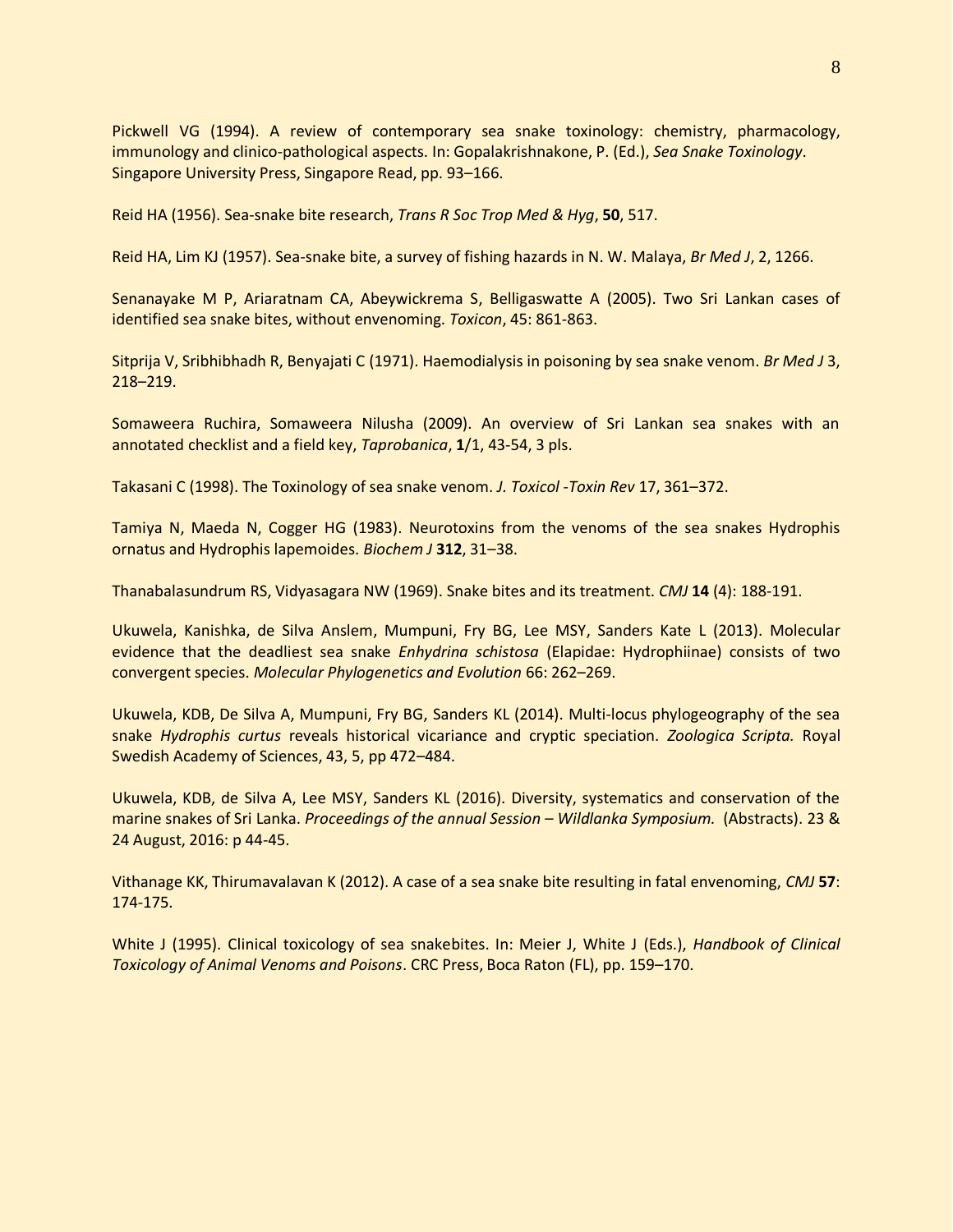Pickwell VG (1994). A review of contemporary sea snake toxinology: chemistry, pharmacology, immunology and clinico-pathological aspects. In: Gopalakrishnakone, P. (Ed.), *Sea Snake Toxinology*. Singapore University Press, Singapore Read, pp. 93–166.

Reid HA (1956). Sea-snake bite research, *Trans R Soc Trop Med & Hyg*, **50**, 517.

Reid HA, Lim KJ (1957). Sea-snake bite, a survey of fishing hazards in N. W. Malaya, *Br Med J*, 2, 1266.

Senanayake M P, Ariaratnam CA, Abeywickrema S, Belligaswatte A (2005). Two Sri Lankan cases of identified sea snake bites, without envenoming. *Toxicon*, 45: 861-863.

Sitprija V, Sribhibhadh R, Benyajati C (1971). Haemodialysis in poisoning by sea snake venom. *Br Med J* 3, 218–219.

Somaweera Ruchira, Somaweera Nilusha (2009). An overview of Sri Lankan sea snakes with an annotated checklist and a field key, *Taprobanica*, **1**/1, 43-54, 3 pls.

Takasani C (1998). The Toxinology of sea snake venom. *J. Toxicol -Toxin Rev* 17, 361–372.

Tamiya N, Maeda N, Cogger HG (1983). Neurotoxins from the venoms of the sea snakes Hydrophis ornatus and Hydrophis lapemoides. *Biochem J* **312**, 31–38.

Thanabalasundrum RS, Vidyasagara NW (1969). Snake bites and its treatment. *CMJ* **14** (4): 188-191.

Ukuwela, Kanishka, de Silva Anslem, Mumpuni, Fry BG, Lee MSY, Sanders Kate L (2013). Molecular evidence that the deadliest sea snake *Enhydrina schistosa* (Elapidae: Hydrophiinae) consists of two convergent species. *Molecular Phylogenetics and Evolution* 66: 262–269.

Ukuwela, KDB, De Silva A, Mumpuni, Fry BG, Sanders KL (2014). Multi-locus phylogeography of the sea snake *Hydrophis curtus* reveals historical vicariance and cryptic speciation. *Zoologica Scripta.* Royal Swedish Academy of Sciences, 43, 5, pp 472–484.

Ukuwela, KDB, de Silva A, Lee MSY, Sanders KL (2016). Diversity, systematics and conservation of the marine snakes of Sri Lanka. *Proceedings of the annual Session – Wildlanka Symposium.* (Abstracts). 23 & 24 August, 2016: p 44-45.

Vithanage KK, Thirumavalavan K (2012). A case of a sea snake bite resulting in fatal envenoming, *CMJ* **57**: 174-175.

White J (1995). Clinical toxicology of sea snakebites. In: Meier J, White J (Eds.), *Handbook of Clinical Toxicology of Animal Venoms and Poisons*. CRC Press, Boca Raton (FL), pp. 159–170.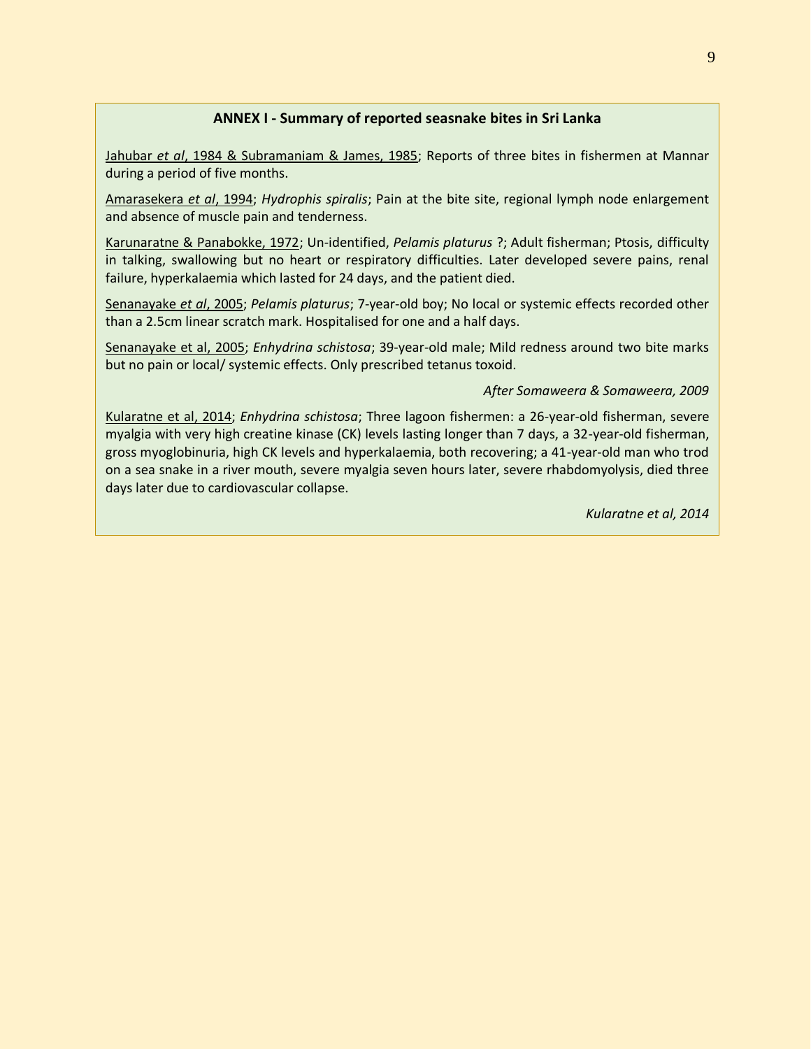**ANNEX I - Summary of reported seasnake bites in Sri Lanka**

Jahubar *et al*, 1984 & Subramaniam & James, 1985; Reports of three bites in fishermen at Mannar during a period of five months.

Amarasekera *et al*, 1994; *Hydrophis spiralis*; Pain at the bite site, regional lymph node enlargement and absence of muscle pain and tenderness.

Karunaratne & Panabokke, 1972; Un-identified, *Pelamis platurus* ?; Adult fisherman; Ptosis, difficulty in talking, swallowing but no heart or respiratory difficulties. Later developed severe pains, renal failure, hyperkalaemia which lasted for 24 days, and the patient died.

Senanayake *et al*, 2005; *Pelamis platurus*; 7-year-old boy; No local or systemic effects recorded other than a 2.5cm linear scratch mark. Hospitalised for one and a half days.

Senanayake et al, 2005; *Enhydrina schistosa*; 39-year-old male; Mild redness around two bite marks but no pain or local/ systemic effects. Only prescribed tetanus toxoid.

*After Somaweera & Somaweera, 2009*

Kularatne et al, 2014; *Enhydrina schistosa*; Three lagoon fishermen: a 26-year-old fisherman, severe myalgia with very high creatine kinase (CK) levels lasting longer than 7 days, a 32-year-old fisherman, gross myoglobinuria, high CK levels and hyperkalaemia, both recovering; a 41-year-old man who trod on a sea snake in a river mouth, severe myalgia seven hours later, severe rhabdomyolysis, died three days later due to cardiovascular collapse.

*Kularatne et al, 2014*